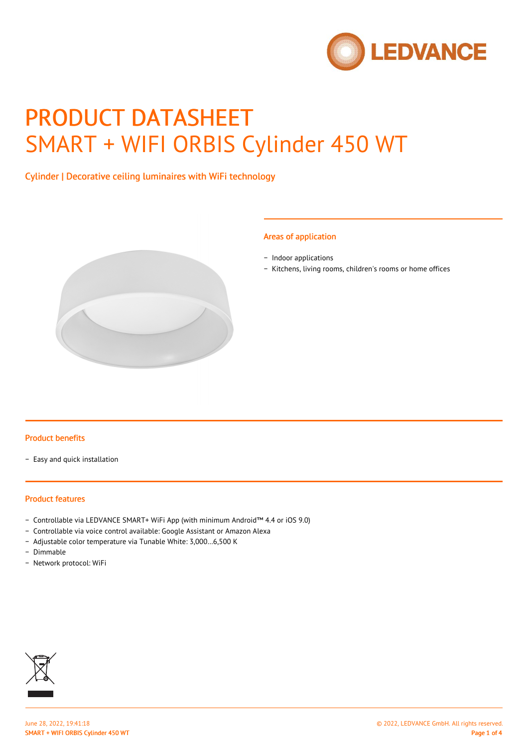# PRODUCT DATASHEET

# SMART + WIFI ORBIS Cylinder 450 WT

Cylinder | Decorative ceiling luminaires with WiFi technology

## Areas of application

- Indoor applications
- Kitchens, living rooms, children's rooms or home offices

## Product benefits

- Easy and quick installation

## Product features

- Controllable via LEDVANCE SMART+ WiFi App (with minimum Android™ 4.4 or iOS 9.0)
- Controllable via voice control available: Google Assistant or Amazon Alexa
- Adjustable color temperature via Tunable White: 3,000…6,500 K
- Dimmable
- Network protocol: WiFi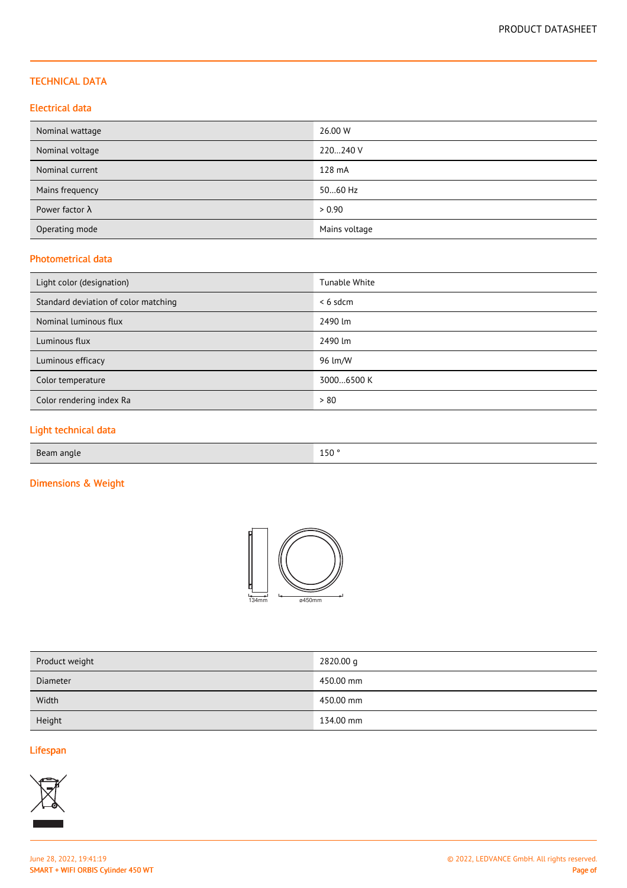## TECHNICAL DATA

### Electrical data

| | |
|---|---|
| Nominal wattage | 26.00 W |
| Nominal voltage | 220…240 V |
| Nominal current | 128 mA |
| Mains frequency | 50…60 Hz |
| Power factor λ | > 0.90 |
| Operating mode | Mains voltage |

### Photometrical data

| | |
|---|---|
| Light color (designation) | Tunable White |
| Standard deviation of color matching | < 6 sdcm |
| Nominal luminous flux | 2490 lm |
| Luminous flux | 2490 lm |
| Luminous efficacy | 96 lm/W |
| Color temperature | 3000…6500 K |
| Color rendering index Ra | > 80 |

### Light technical data

| | |
|---|---|
| Beam angle | 150 ° |

### Dimensions & Weight

134mm ø450mm

| | |
|---|---|
| Product weight | 2820.00 g |
| Diameter | 450.00 mm |
| Width | 450.00 mm |
| Height | 134.00 mm |

### Lifespan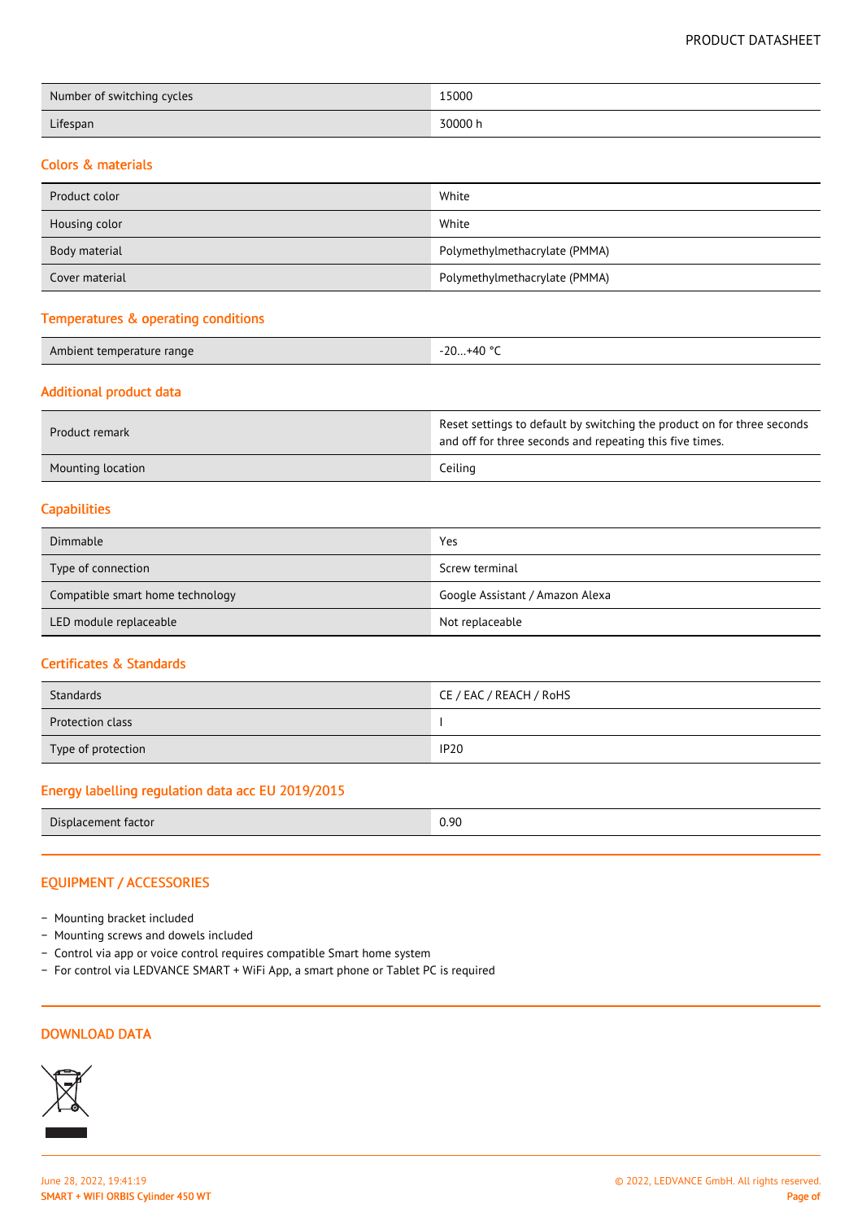| Number of switching cycles | 15000 |
| --- | --- |
| Lifespan | 30000 h |

## Colors & materials

| Product color | White |
| --- | --- |
| Housing color | White |
| Body material | Polymethylmethacrylate (PMMA) |
| Cover material | Polymethylmethacrylate (PMMA) |

## Temperatures & operating conditions

| Ambient temperature range | -20…+40 °C |
| --- | --- |

## Additional product data

| Product remark | Reset settings to default by switching the product on for three seconds and off for three seconds and repeating this five times. |
| --- | --- |
| Mounting location | Ceiling |

## Capabilities

| Dimmable | Yes |
| --- | --- |
| Type of connection | Screw terminal |
| Compatible smart home technology | Google Assistant / Amazon Alexa |
| LED module replaceable | Not replaceable |

## Certificates & Standards

| Standards | CE / EAC / REACH / RoHS |
| --- | --- |
| Protection class | I |
| Type of protection | IP20 |

## Energy labelling regulation data acc EU 2019/2015

| Displacement factor | 0.90 |
| --- | --- |

## EQUIPMENT / ACCESSORIES

- Mounting bracket included
- Mounting screws and dowels included
- Control via app or voice control requires compatible Smart home system
- For control via LEDVANCE SMART + WiFi App, a smart phone or Tablet PC is required

## DOWNLOAD DATA

June 28, 2022, 19:41:19
SMART + WIFI ORBIS Cylinder 450 WT

© 2022, LEDVANCE GmbH. All rights reserved.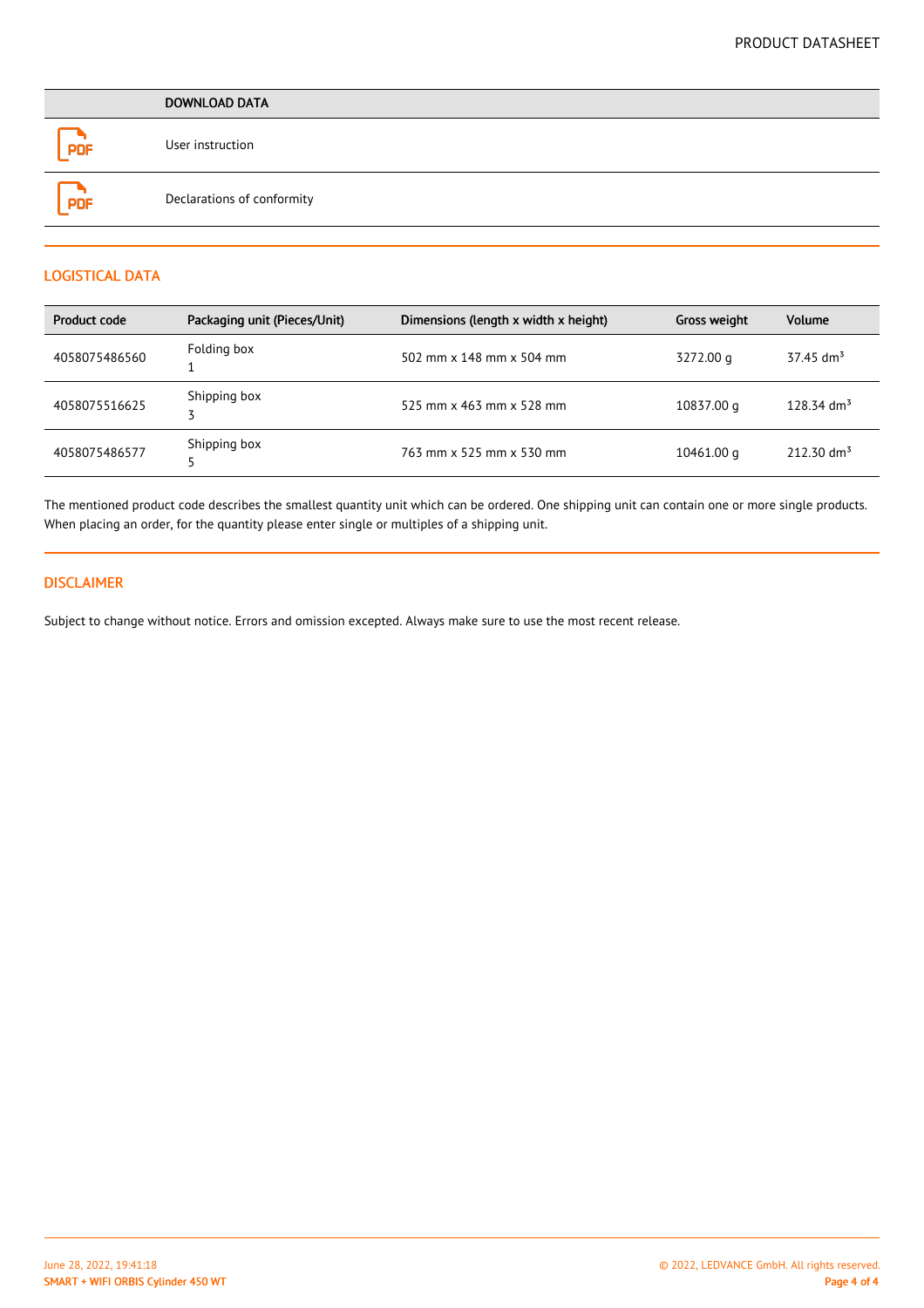| | DOWNLOAD DATA |
|---|---|
| PDF | User instruction |
| PDF | Declarations of conformity |

## LOGISTICAL DATA

| Product code | Packaging unit (Pieces/Unit) | Dimensions (length x width x height) | Gross weight | Volume |
|---|---|---|---|---|
| 4058075486560 | Folding box 1 | 502 mm x 148 mm x 504 mm | 3272.00 g | 37.45 $dm^3$ |
| 4058075516625 | Shipping box 3 | 525 mm x 463 mm x 528 mm | 10837.00 g | 128.34 $dm^3$ |
| 4058075486577 | Shipping box 5 | 763 mm x 525 mm x 530 mm | 10461.00 g | 212.30 $dm^3$ |

The mentioned product code describes the smallest quantity unit which can be ordered. One shipping unit can contain one or more single products. When placing an order, for the quantity please enter single or multiples of a shipping unit.

## DISCLAIMER

Subject to change without notice. Errors and omission excepted. Always make sure to use the most recent release.